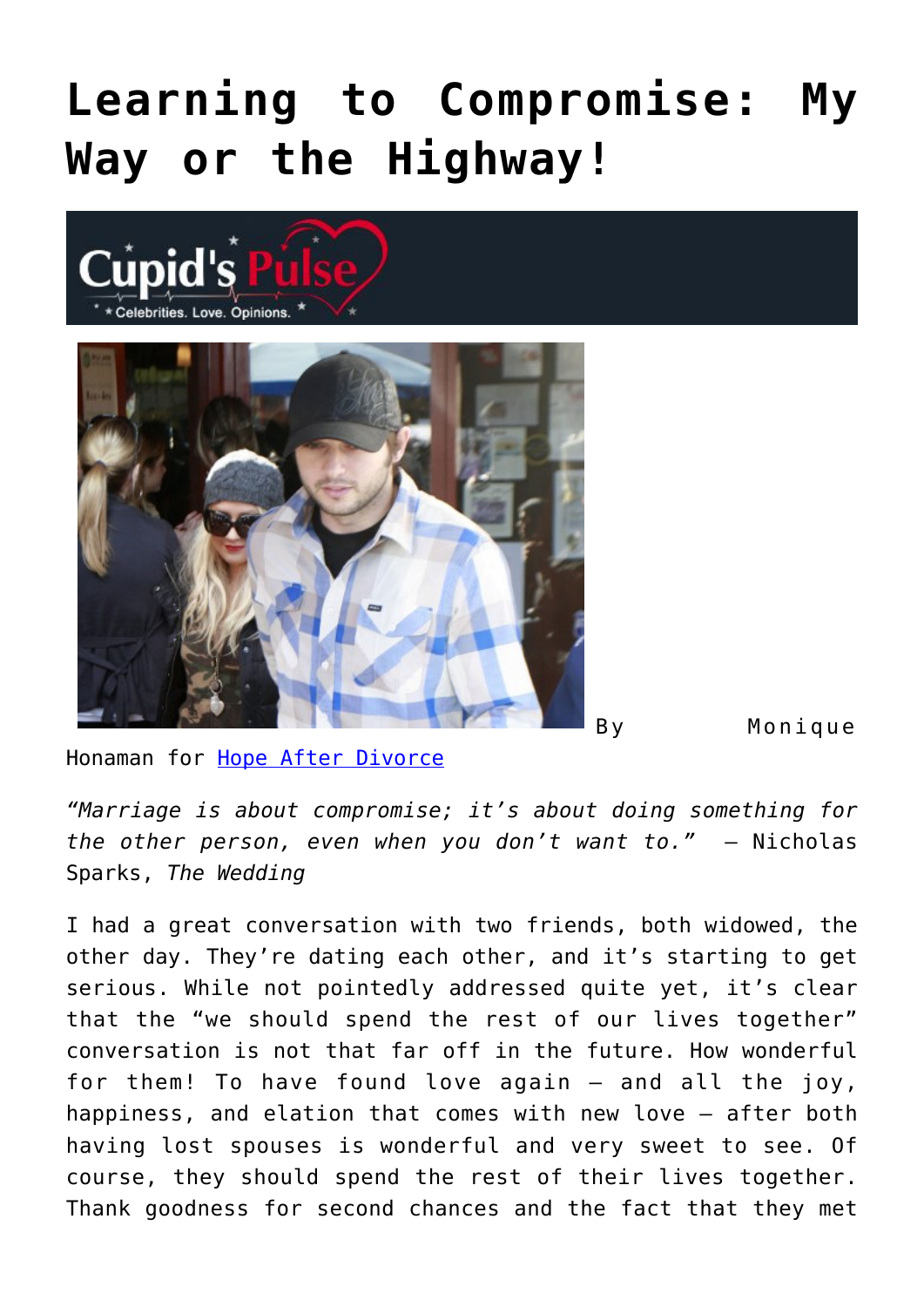# Learning to Compromise: My Way or the Highway!

By Monique Honaman for [Hope After Divorce]

*"Marriage is about compromise; it's about doing something for the other person, even when you don't want to."* – Nicholas Sparks, *The Wedding*

I had a great conversation with two friends, both widowed, the other day. They're dating each other, and it's starting to get serious. While not pointedly addressed quite yet, it's clear that the "we should spend the rest of our lives together" conversation is not that far off in the future. How wonderful for them! To have found love again – and all the joy, happiness, and elation that comes with new love – after both having lost spouses is wonderful and very sweet to see. Of course, they should spend the rest of their lives together. Thank goodness for second chances and the fact that they met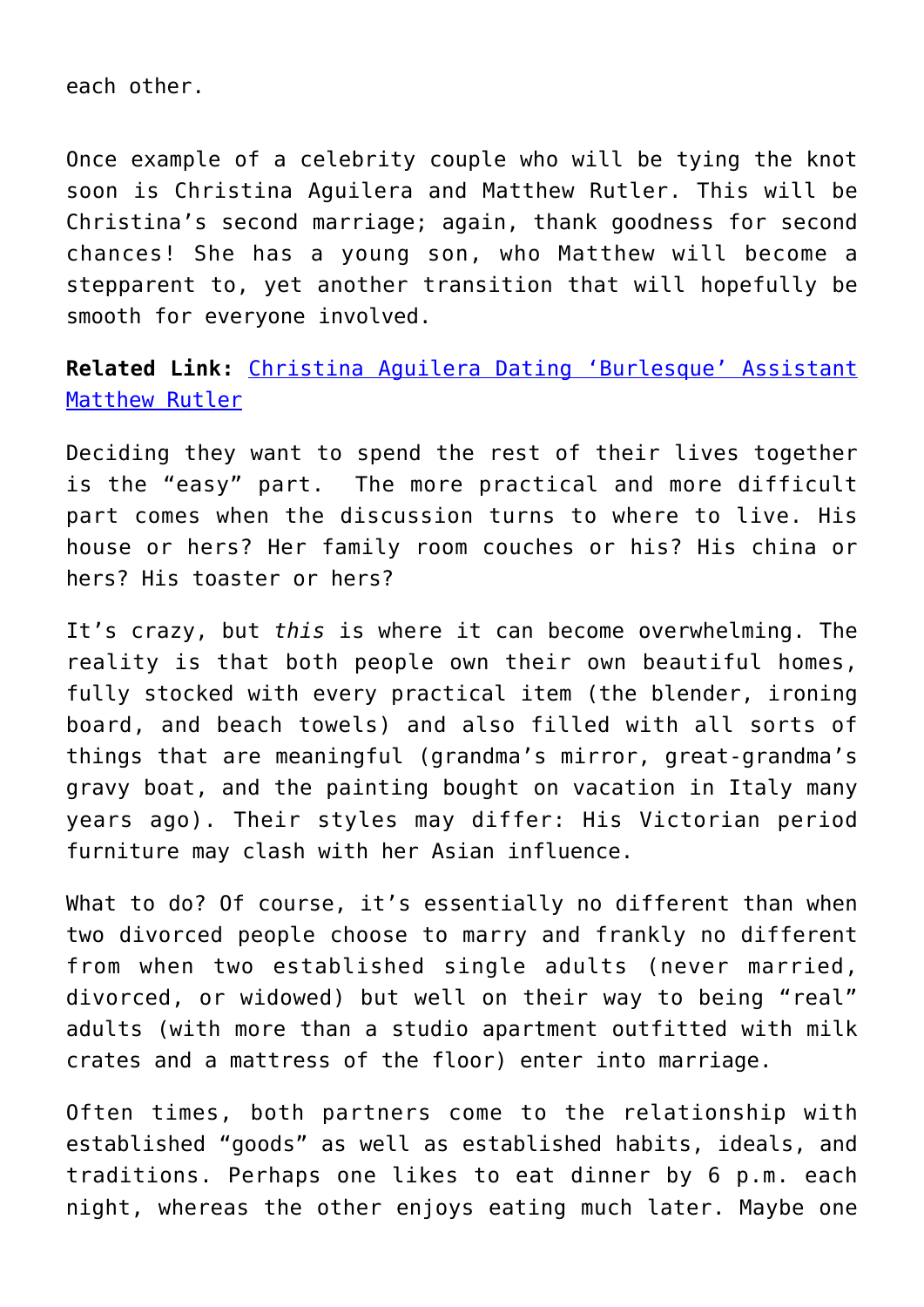each other.

Once example of a celebrity couple who will be tying the knot soon is Christina Aguilera and Matthew Rutler. This will be Christina's second marriage; again, thank goodness for second chances! She has a young son, who Matthew will become a stepparent to, yet another transition that will hopefully be smooth for everyone involved.

**Related Link:** [Christina Aguilera Dating 'Burlesque' Assistant Matthew Rutler]()

Deciding they want to spend the rest of their lives together is the "easy" part. The more practical and more difficult part comes when the discussion turns to where to live. His house or hers? Her family room couches or his? His china or hers? His toaster or hers?

It's crazy, but *this* is where it can become overwhelming. The reality is that both people own their own beautiful homes, fully stocked with every practical item (the blender, ironing board, and beach towels) and also filled with all sorts of things that are meaningful (grandma's mirror, great-grandma's gravy boat, and the painting bought on vacation in Italy many years ago). Their styles may differ: His Victorian period furniture may clash with her Asian influence.

What to do? Of course, it's essentially no different than when two divorced people choose to marry and frankly no different from when two established single adults (never married, divorced, or widowed) but well on their way to being "real" adults (with more than a studio apartment outfitted with milk crates and a mattress of the floor) enter into marriage.

Often times, both partners come to the relationship with established "goods" as well as established habits, ideals, and traditions. Perhaps one likes to eat dinner by 6 p.m. each night, whereas the other enjoys eating much later. Maybe one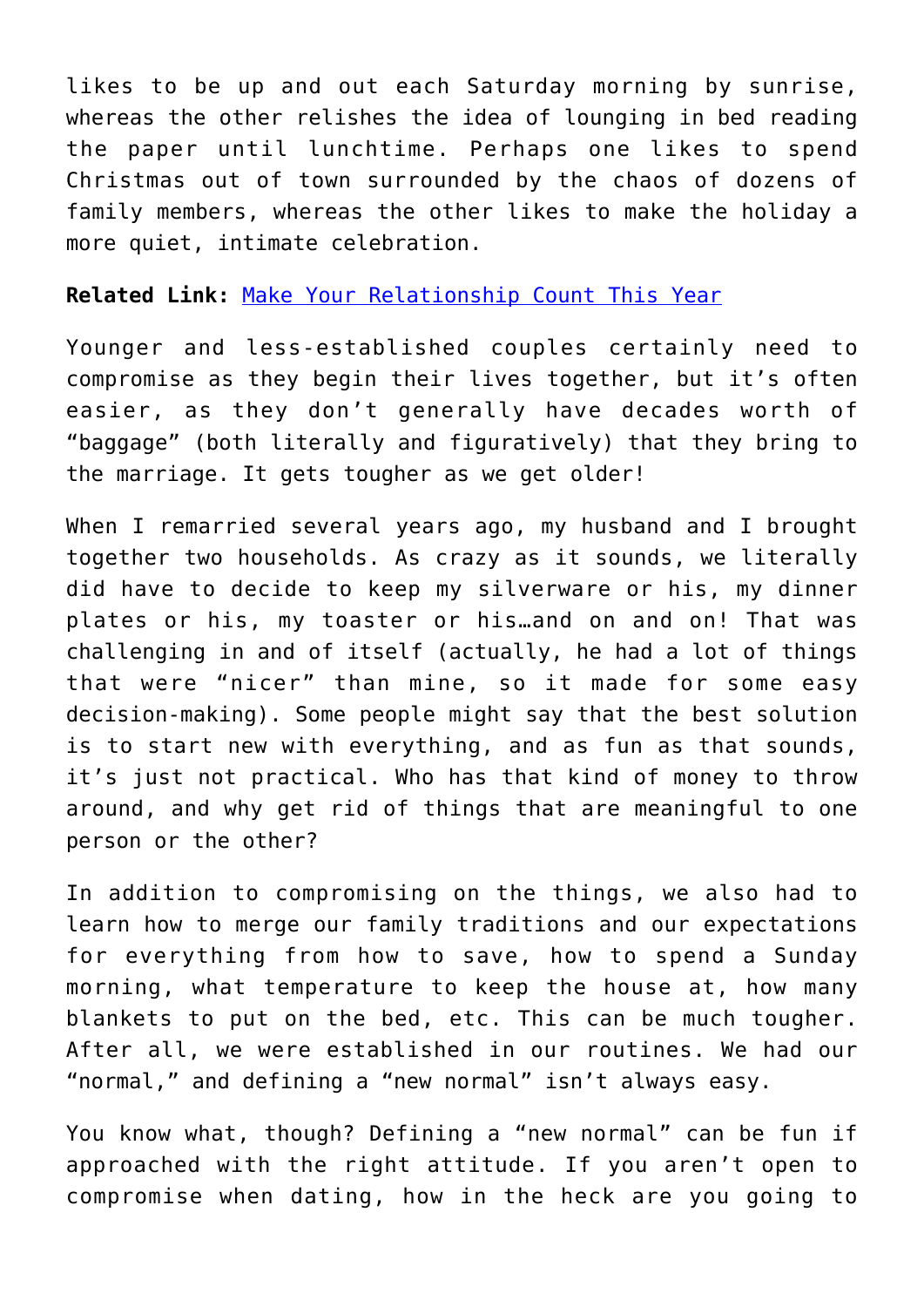likes to be up and out each Saturday morning by sunrise, whereas the other relishes the idea of lounging in bed reading the paper until lunchtime. Perhaps one likes to spend Christmas out of town surrounded by the chaos of dozens of family members, whereas the other likes to make the holiday a more quiet, intimate celebration.

**Related Link:** Make Your Relationship Count This Year

Younger and less-established couples certainly need to compromise as they begin their lives together, but it's often easier, as they don't generally have decades worth of "baggage" (both literally and figuratively) that they bring to the marriage. It gets tougher as we get older!

When I remarried several years ago, my husband and I brought together two households. As crazy as it sounds, we literally did have to decide to keep my silverware or his, my dinner plates or his, my toaster or his…and on and on! That was challenging in and of itself (actually, he had a lot of things that were "nicer" than mine, so it made for some easy decision-making). Some people might say that the best solution is to start new with everything, and as fun as that sounds, it's just not practical. Who has that kind of money to throw around, and why get rid of things that are meaningful to one person or the other?

In addition to compromising on the things, we also had to learn how to merge our family traditions and our expectations for everything from how to save, how to spend a Sunday morning, what temperature to keep the house at, how many blankets to put on the bed, etc. This can be much tougher. After all, we were established in our routines. We had our "normal," and defining a "new normal" isn't always easy.

You know what, though? Defining a "new normal" can be fun if approached with the right attitude. If you aren't open to compromise when dating, how in the heck are you going to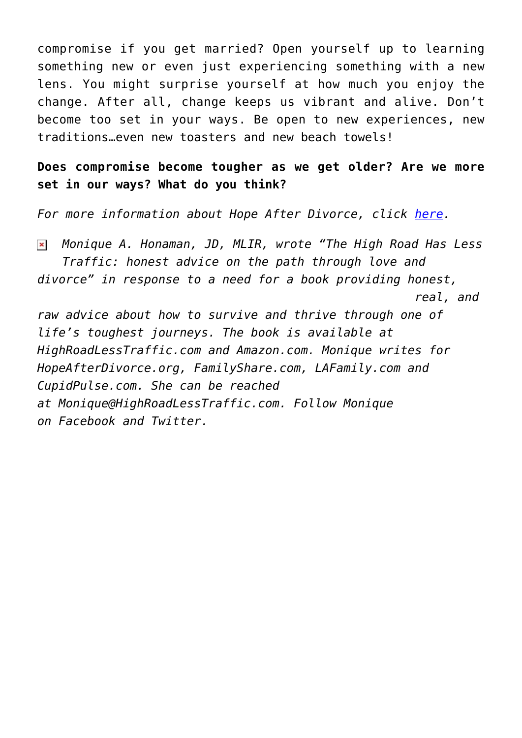compromise if you get married? Open yourself up to learning something new or even just experiencing something with a new lens. You might surprise yourself at how much you enjoy the change. After all, change keeps us vibrant and alive. Don't become too set in your ways. Be open to new experiences, new traditions…even new toasters and new beach towels!

**Does compromise become tougher as we get older? Are we more set in our ways? What do you think?**

*For more information about Hope After Divorce, click [here](here).*

*Monique A. Honaman, JD, MLIR, wrote "The High Road Has Less Traffic: honest advice on the path through love and divorce" in response to a need for a book providing honest, real, and raw advice about how to survive and thrive through one of life's toughest journeys. The book is available at HighRoadLessTraffic.com and Amazon.com. Monique writes for HopeAfterDivorce.org, FamilyShare.com, LAFamily.com and CupidPulse.com. She can be reached at Monique@HighRoadLessTraffic.com. Follow Monique on Facebook and Twitter.*